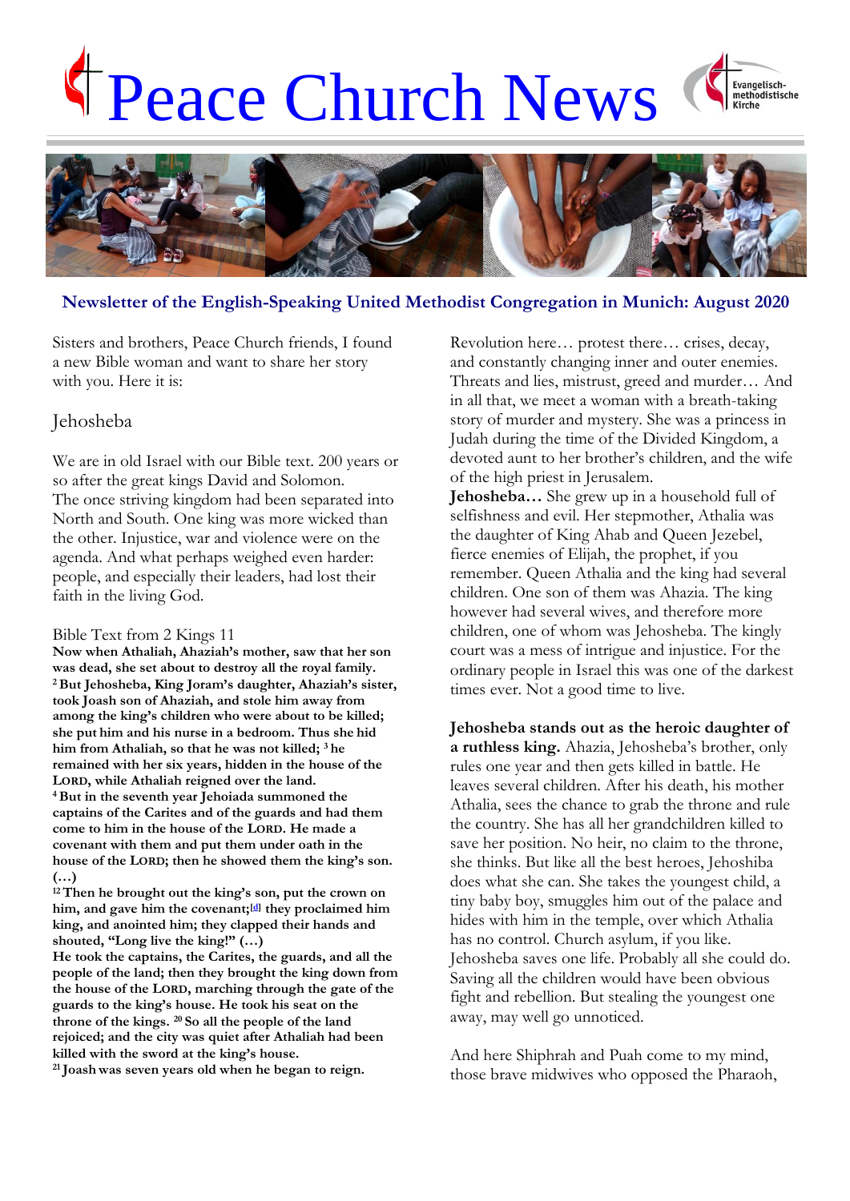# Peace Church News

**Newsletter of the English-Speaking United Methodist Congregation in Munich: August 2020**

Sisters and brothers, Peace Church friends, I found a new Bible woman and want to share her story with you. Here it is:

## Jehosheba

We are in old Israel with our Bible text. 200 years or so after the great kings David and Solomon. The once striving kingdom had been separated into North and South. One king was more wicked than the other. Injustice, war and violence were on the agenda. And what perhaps weighed even harder: people, and especially their leaders, had lost their faith in the living God.

Bible Text from 2 Kings 11

**Now when Athaliah, Ahaziah's mother, saw that her son was dead, she set about to destroy all the royal family. [2] But Jehosheba, King Joram's daughter, Ahaziah's sister, took Joash son of Ahaziah, and stole him away from among the king's children who were about to be killed; she put him and his nurse in a bedroom. Thus she hid him from Athaliah, so that he was not killed; [3] he remained with her six years, hidden in the house of the LORD, while Athaliah reigned over the land. [4] But in the seventh year Jehoiada summoned the captains of the Carites and of the guards and had them come to him in the house of the LORD. He made a covenant with them and put them under oath in the house of the LORD; then he showed them the king's son. (…)**
**[12] Then he brought out the king's son, put the crown on him, and gave him the covenant;[d] they proclaimed him king, and anointed him; they clapped their hands and shouted, "Long live the king!" (…)**
**He took the captains, the Carites, the guards, and all the people of the land; then they brought the king down from the house of the LORD, marching through the gate of the guards to the king's house. He took his seat on the throne of the kings. [20] So all the people of the land rejoiced; and the city was quiet after Athaliah had been killed with the sword at the king's house.**
**[21] Joash was seven years old when he began to reign.**

Revolution here… protest there… crises, decay, and constantly changing inner and outer enemies. Threats and lies, mistrust, greed and murder… And in all that, we meet a woman with a breath-taking story of murder and mystery. She was a princess in Judah during the time of the Divided Kingdom, a devoted aunt to her brother's children, and the wife of the high priest in Jerusalem.

**Jehosheba…** She grew up in a household full of selfishness and evil. Her stepmother, Athalia was the daughter of King Ahab and Queen Jezebel, fierce enemies of Elijah, the prophet, if you remember. Queen Athalia and the king had several children. One son of them was Ahazia. The king however had several wives, and therefore more children, one of whom was Jehosheba. The kingly court was a mess of intrigue and injustice. For the ordinary people in Israel this was one of the darkest times ever. Not a good time to live.

**Jehosheba stands out as the heroic daughter of a ruthless king.** Ahazia, Jehosheba's brother, only rules one year and then gets killed in battle. He leaves several children. After his death, his mother Athalia, sees the chance to grab the throne and rule the country. She has all her grandchildren killed to save her position. No heir, no claim to the throne, she thinks. But like all the best heroes, Jehoshiba does what she can. She takes the youngest child, a tiny baby boy, smuggles him out of the palace and hides with him in the temple, over which Athalia has no control. Church asylum, if you like. Jehosheba saves one life. Probably all she could do. Saving all the children would have been obvious fight and rebellion. But stealing the youngest one away, may well go unnoticed.

And here Shiphrah and Puah come to my mind, those brave midwives who opposed the Pharaoh,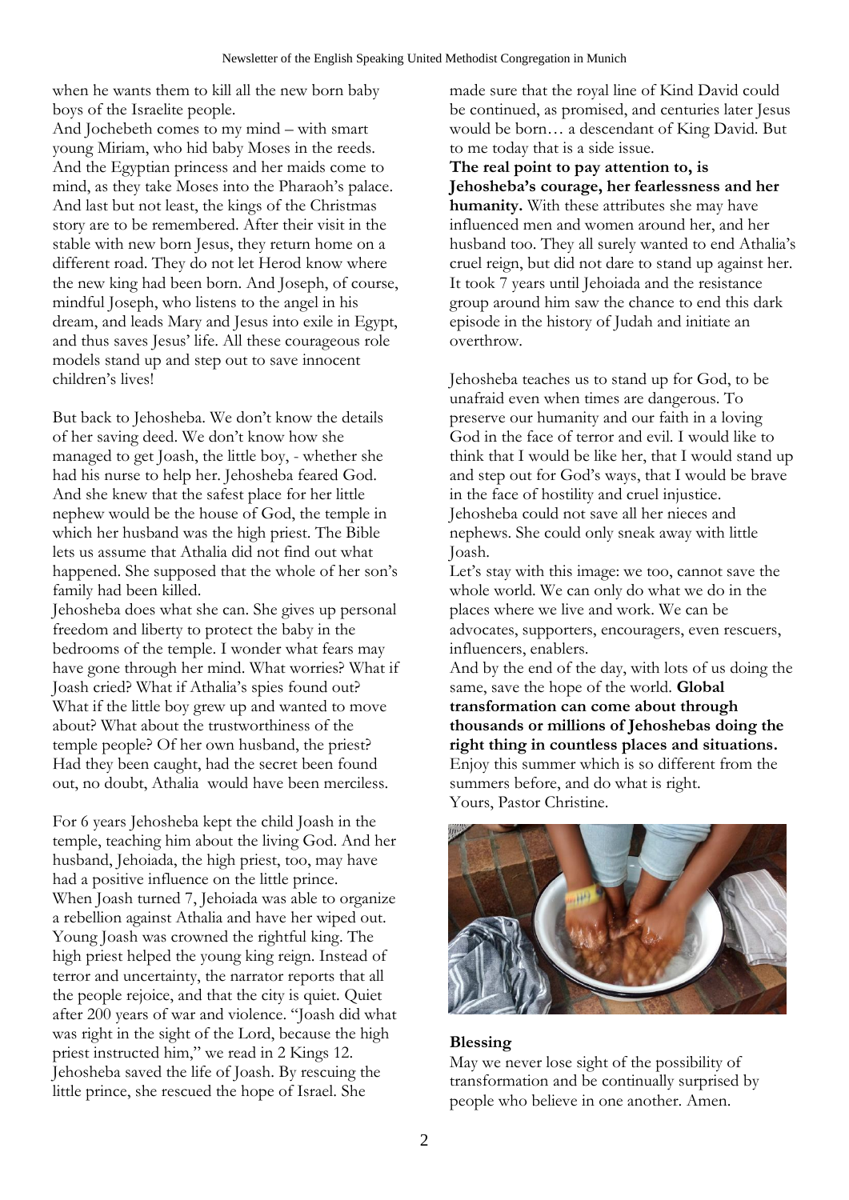when he wants them to kill all the new born baby boys of the Israelite people.
And Jochebeth comes to my mind – with smart young Miriam, who hid baby Moses in the reeds. And the Egyptian princess and her maids come to mind, as they take Moses into the Pharaoh's palace. And last but not least, the kings of the Christmas story are to be remembered. After their visit in the stable with new born Jesus, they return home on a different road. They do not let Herod know where the new king had been born. And Joseph, of course, mindful Joseph, who listens to the angel in his dream, and leads Mary and Jesus into exile in Egypt, and thus saves Jesus' life. All these courageous role models stand up and step out to save innocent children's lives!

But back to Jehosheba. We don't know the details of her saving deed. We don't know how she managed to get Joash, the little boy, - whether she had his nurse to help her. Jehosheba feared God. And she knew that the safest place for her little nephew would be the house of God, the temple in which her husband was the high priest. The Bible lets us assume that Athalia did not find out what happened. She supposed that the whole of her son's family had been killed.
Jehosheba does what she can. She gives up personal freedom and liberty to protect the baby in the bedrooms of the temple. I wonder what fears may have gone through her mind. What worries? What if Joash cried? What if Athalia's spies found out? What if the little boy grew up and wanted to move about? What about the trustworthiness of the temple people? Of her own husband, the priest? Had they been caught, had the secret been found out, no doubt, Athalia would have been merciless.

For 6 years Jehosheba kept the child Joash in the temple, teaching him about the living God. And her husband, Jehoiada, the high priest, too, may have had a positive influence on the little prince. When Joash turned 7, Jehoiada was able to organize a rebellion against Athalia and have her wiped out. Young Joash was crowned the rightful king. The high priest helped the young king reign. Instead of terror and uncertainty, the narrator reports that all the people rejoice, and that the city is quiet. Quiet after 200 years of war and violence. "Joash did what was right in the sight of the Lord, because the high priest instructed him," we read in 2 Kings 12. Jehosheba saved the life of Joash. By rescuing the little prince, she rescued the hope of Israel. She made sure that the royal line of Kind David could be continued, as promised, and centuries later Jesus would be born… a descendant of King David. But to me today that is a side issue.
**The real point to pay attention to, is Jehosheba's courage, her fearlessness and her humanity.** With these attributes she may have influenced men and women around her, and her husband too. They all surely wanted to end Athalia's cruel reign, but did not dare to stand up against her. It took 7 years until Jehoiada and the resistance group around him saw the chance to end this dark episode in the history of Judah and initiate an overthrow.

Jehosheba teaches us to stand up for God, to be unafraid even when times are dangerous. To preserve our humanity and our faith in a loving God in the face of terror and evil. I would like to think that I would be like her, that I would stand up and step out for God's ways, that I would be brave in the face of hostility and cruel injustice. Jehosheba could not save all her nieces and nephews. She could only sneak away with little Joash.
Let's stay with this image: we too, cannot save the whole world. We can only do what we do in the places where we live and work. We can be advocates, supporters, encouragers, even rescuers, influencers, enablers.
And by the end of the day, with lots of us doing the same, save the hope of the world. **Global transformation can come about through thousands or millions of Jehoshebas doing the right thing in countless places and situations.** Enjoy this summer which is so different from the summers before, and do what is right.
Yours, Pastor Christine.

**Blessing**
May we never lose sight of the possibility of transformation and be continually surprised by people who believe in one another. Amen.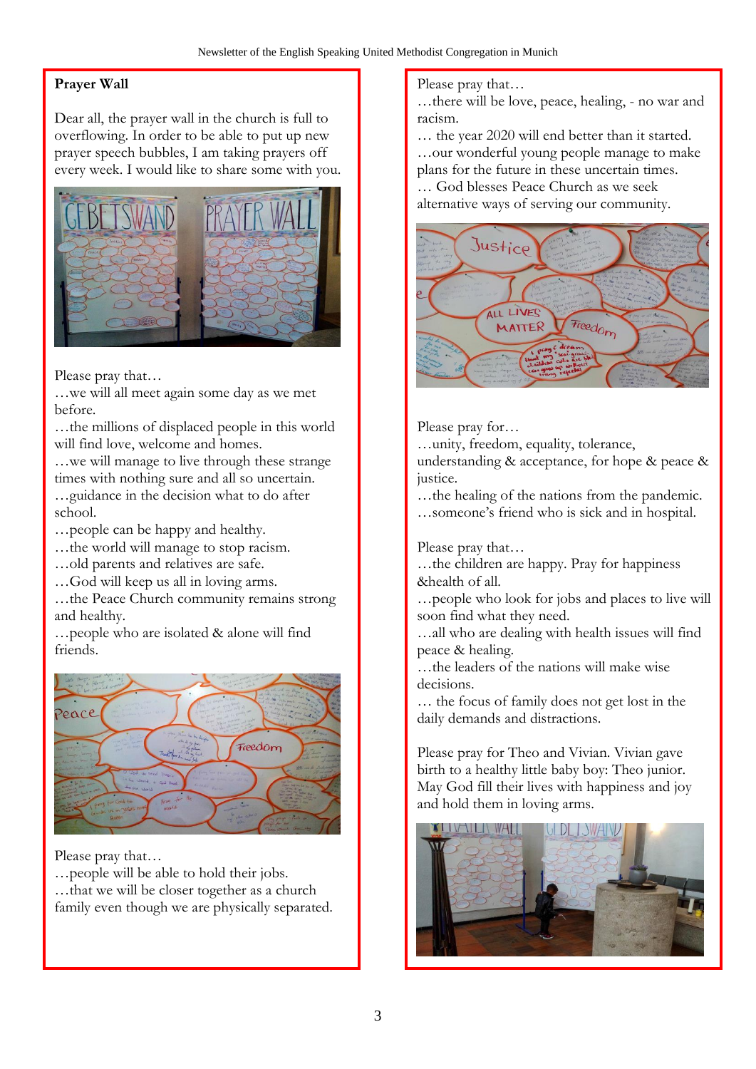## Prayer Wall

Dear all, the prayer wall in the church is full to overflowing. In order to be able to put up new prayer speech bubbles, I am taking prayers off every week. I would like to share some with you.

Please pray that…
…we will all meet again some day as we met before.
…the millions of displaced people in this world will find love, welcome and homes.
…we will manage to live through these strange times with nothing sure and all so uncertain.
…guidance in the decision what to do after school.
…people can be happy and healthy.
…the world will manage to stop racism.
…old parents and relatives are safe.
…God will keep us all in loving arms.
…the Peace Church community remains strong and healthy.
…people who are isolated & alone will find friends.

Please pray that…
…people will be able to hold their jobs.
…that we will be closer together as a church family even though we are physically separated.

Please pray that…
…there will be love, peace, healing, - no war and racism.
… the year 2020 will end better than it started.
…our wonderful young people manage to make plans for the future in these uncertain times.
… God blesses Peace Church as we seek alternative ways of serving our community.

Please pray for…
…unity, freedom, equality, tolerance, understanding & acceptance, for hope & peace & justice.
…the healing of the nations from the pandemic.
…someone's friend who is sick and in hospital.

Please pray that…
…the children are happy. Pray for happiness &health of all.
…people who look for jobs and places to live will soon find what they need.
…all who are dealing with health issues will find peace & healing.
…the leaders of the nations will make wise decisions.
… the focus of family does not get lost in the daily demands and distractions.

Please pray for Theo and Vivian. Vivian gave birth to a healthy little baby boy: Theo junior. May God fill their lives with happiness and joy and hold them in loving arms.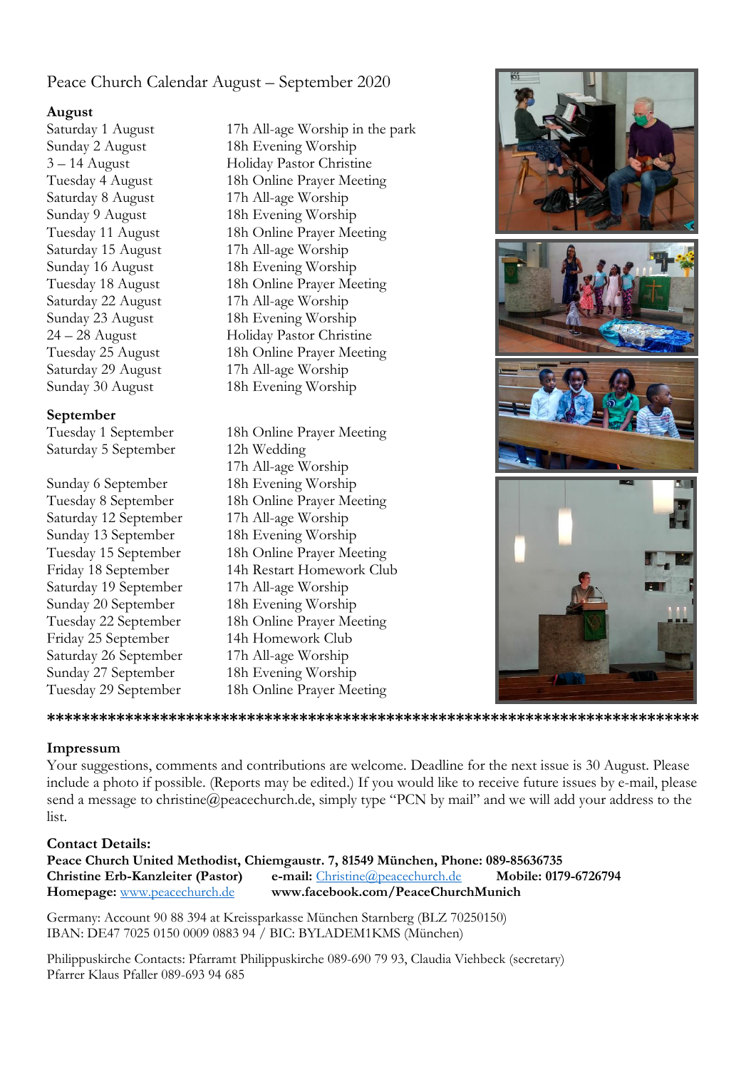## Peace Church Calendar August – September 2020

### August

| | |
|---|---|
| Saturday 1 August | 17h All-age Worship in the park |
| Sunday 2 August | 18h Evening Worship |
| 3 – 14 August | Holiday Pastor Christine |
| Tuesday 4 August | 18h Online Prayer Meeting |
| Saturday 8 August | 17h All-age Worship |
| Sunday 9 August | 18h Evening Worship |
| Tuesday 11 August | 18h Online Prayer Meeting |
| Saturday 15 August | 17h All-age Worship |
| Sunday 16 August | 18h Evening Worship |
| Tuesday 18 August | 18h Online Prayer Meeting |
| Saturday 22 August | 17h All-age Worship |
| Sunday 23 August | 18h Evening Worship |
| 24 – 28 August | Holiday Pastor Christine |
| Tuesday 25 August | 18h Online Prayer Meeting |
| Saturday 29 August | 17h All-age Worship |
| Sunday 30 August | 18h Evening Worship |

### September

| | |
|---|---|
| Tuesday 1 September | 18h Online Prayer Meeting |
| Saturday 5 September | 12h Wedding<br>17h All-age Worship |
| Sunday 6 September | 18h Evening Worship |
| Tuesday 8 September | 18h Online Prayer Meeting |
| Saturday 12 September | 17h All-age Worship |
| Sunday 13 September | 18h Evening Worship |
| Tuesday 15 September | 18h Online Prayer Meeting |
| Friday 18 September | 14h Restart Homework Club |
| Saturday 19 September | 17h All-age Worship |
| Sunday 20 September | 18h Evening Worship |
| Tuesday 22 September | 18h Online Prayer Meeting |
| Friday 25 September | 14h Homework Club |
| Saturday 26 September | 17h All-age Worship |
| Sunday 27 September | 18h Evening Worship |
| Tuesday 29 September | 18h Online Prayer Meeting |

**************************************************************************

### Impressum

Your suggestions, comments and contributions are welcome. Deadline for the next issue is 30 August. Please include a photo if possible. (Reports may be edited.) If you would like to receive future issues by e-mail, please send a message to christine@peacechurch.de, simply type "PCN by mail" and we will add your address to the list.

### Contact Details:

**Peace Church United Methodist, Chiemgaustr. 7, 81549 München, Phone: 089-85636735**
**Christine Erb-Kanzleiter (Pastor)** **e-mail:** Christine@peacechurch.de **Mobile: 0179-6726794**
**Homepage:** www.peacechurch.de **www.facebook.com/PeaceChurchMunich**

Germany: Account 90 88 394 at Kreissparkasse München Starnberg (BLZ 70250150)
IBAN: DE47 7025 0150 0009 0883 94 / BIC: BYLADEM1KMS (München)

Philippuskirche Contacts: Pfarramt Philippuskirche 089-690 79 93, Claudia Viehbeck (secretary)
Pfarrer Klaus Pfaller 089-693 94 685